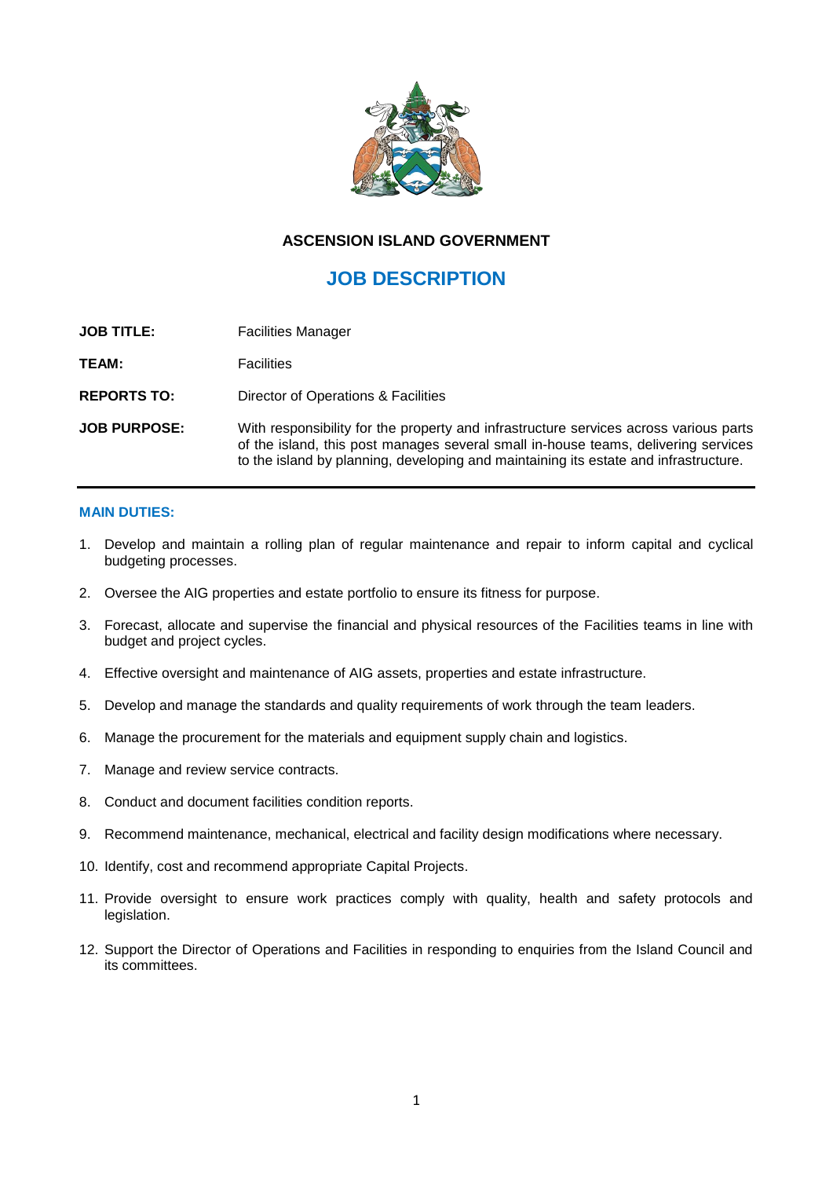## ASCENSION ISLAND GOVERNMENT

# JOB DESCRIPTION

**JOB TITLE:** Facilities Manager

**TEAM:** Facilities

**REPORTS TO:** Director of Operations & Facilities

**JOB PURPOSE:** With responsibility for the property and infrastructure services across various parts of the island, this post manages several small in-house teams, delivering services to the island by planning, developing and maintaining its estate and infrastructure.

---

### MAIN DUTIES:

1. Develop and maintain a rolling plan of regular maintenance and repair to inform capital and cyclical budgeting processes.
2. Oversee the AIG properties and estate portfolio to ensure its fitness for purpose.
3. Forecast, allocate and supervise the financial and physical resources of the Facilities teams in line with budget and project cycles.
4. Effective oversight and maintenance of AIG assets, properties and estate infrastructure.
5. Develop and manage the standards and quality requirements of work through the team leaders.
6. Manage the procurement for the materials and equipment supply chain and logistics.
7. Manage and review service contracts.
8. Conduct and document facilities condition reports.
9. Recommend maintenance, mechanical, electrical and facility design modifications where necessary.
10. Identify, cost and recommend appropriate Capital Projects.
11. Provide oversight to ensure work practices comply with quality, health and safety protocols and legislation.
12. Support the Director of Operations and Facilities in responding to enquiries from the Island Council and its committees.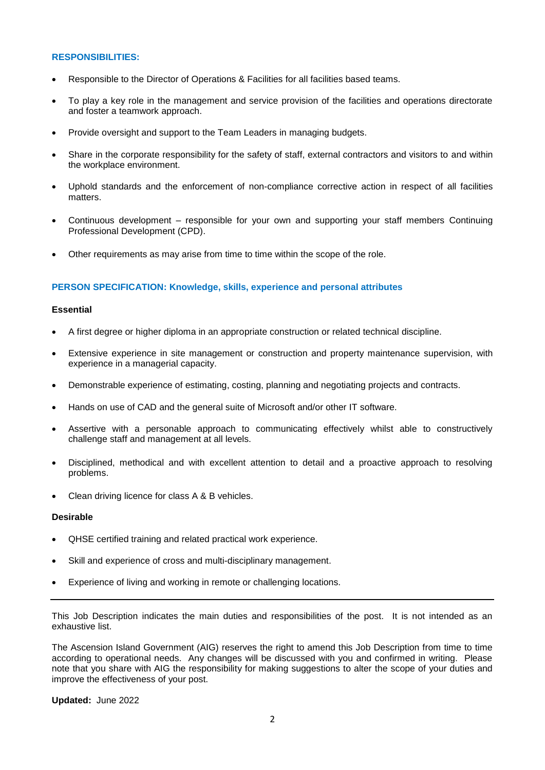## RESPONSIBILITIES:

- Responsible to the Director of Operations & Facilities for all facilities based teams.
- To play a key role in the management and service provision of the facilities and operations directorate and foster a teamwork approach.
- Provide oversight and support to the Team Leaders in managing budgets.
- Share in the corporate responsibility for the safety of staff, external contractors and visitors to and within the workplace environment.
- Uphold standards and the enforcement of non-compliance corrective action in respect of all facilities matters.
- Continuous development – responsible for your own and supporting your staff members Continuing Professional Development (CPD).
- Other requirements as may arise from time to time within the scope of the role.

## PERSON SPECIFICATION: Knowledge, skills, experience and personal attributes

**Essential**

- A first degree or higher diploma in an appropriate construction or related technical discipline.
- Extensive experience in site management or construction and property maintenance supervision, with experience in a managerial capacity.
- Demonstrable experience of estimating, costing, planning and negotiating projects and contracts.
- Hands on use of CAD and the general suite of Microsoft and/or other IT software.
- Assertive with a personable approach to communicating effectively whilst able to constructively challenge staff and management at all levels.
- Disciplined, methodical and with excellent attention to detail and a proactive approach to resolving problems.
- Clean driving licence for class A & B vehicles.

**Desirable**

- QHSE certified training and related practical work experience.
- Skill and experience of cross and multi-disciplinary management.
- Experience of living and working in remote or challenging locations.

---

This Job Description indicates the main duties and responsibilities of the post. It is not intended as an exhaustive list.

The Ascension Island Government (AIG) reserves the right to amend this Job Description from time to time according to operational needs. Any changes will be discussed with you and confirmed in writing. Please note that you share with AIG the responsibility for making suggestions to alter the scope of your duties and improve the effectiveness of your post.

**Updated:** June 2022